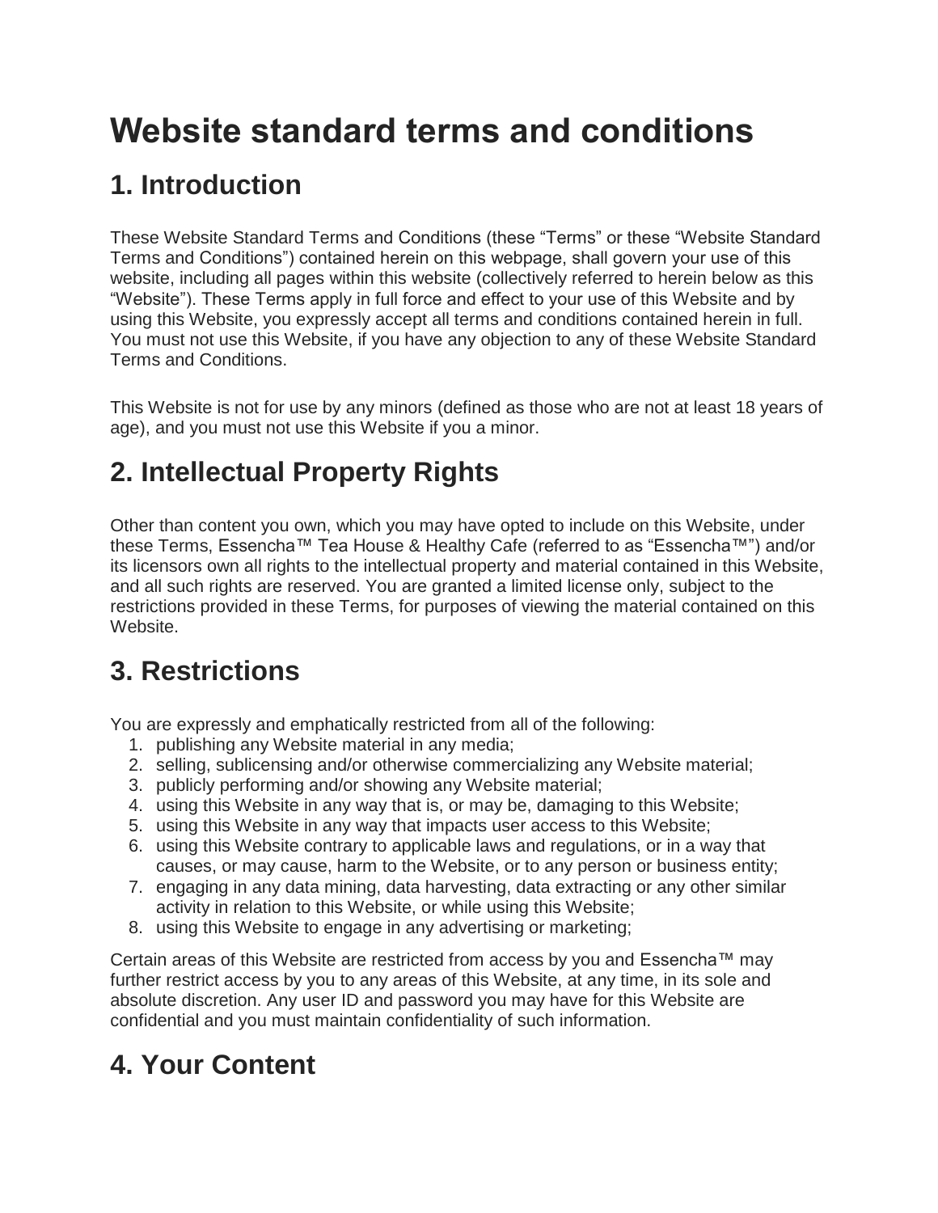# Website standard terms and conditions

## 1. Introduction

These Website Standard Terms and Conditions (these "Terms" or these "Website Standard Terms and Conditions") contained herein on this webpage, shall govern your use of this website, including all pages within this website (collectively referred to herein below as this "Website"). These Terms apply in full force and effect to your use of this Website and by using this Website, you expressly accept all terms and conditions contained herein in full. You must not use this Website, if you have any objection to any of these Website Standard Terms and Conditions.

This Website is not for use by any minors (defined as those who are not at least 18 years of age), and you must not use this Website if you a minor.

## 2. Intellectual Property Rights

Other than content you own, which you may have opted to include on this Website, under these Terms, Essencha™ Tea House & Healthy Cafe (referred to as "Essencha™") and/or its licensors own all rights to the intellectual property and material contained in this Website, and all such rights are reserved. You are granted a limited license only, subject to the restrictions provided in these Terms, for purposes of viewing the material contained on this Website.

## 3. Restrictions

You are expressly and emphatically restricted from all of the following:

1. publishing any Website material in any media;
2. selling, sublicensing and/or otherwise commercializing any Website material;
3. publicly performing and/or showing any Website material;
4. using this Website in any way that is, or may be, damaging to this Website;
5. using this Website in any way that impacts user access to this Website;
6. using this Website contrary to applicable laws and regulations, or in a way that causes, or may cause, harm to the Website, or to any person or business entity;
7. engaging in any data mining, data harvesting, data extracting or any other similar activity in relation to this Website, or while using this Website;
8. using this Website to engage in any advertising or marketing;

Certain areas of this Website are restricted from access by you and Essencha™ may further restrict access by you to any areas of this Website, at any time, in its sole and absolute discretion. Any user ID and password you may have for this Website are confidential and you must maintain confidentiality of such information.

## 4. Your Content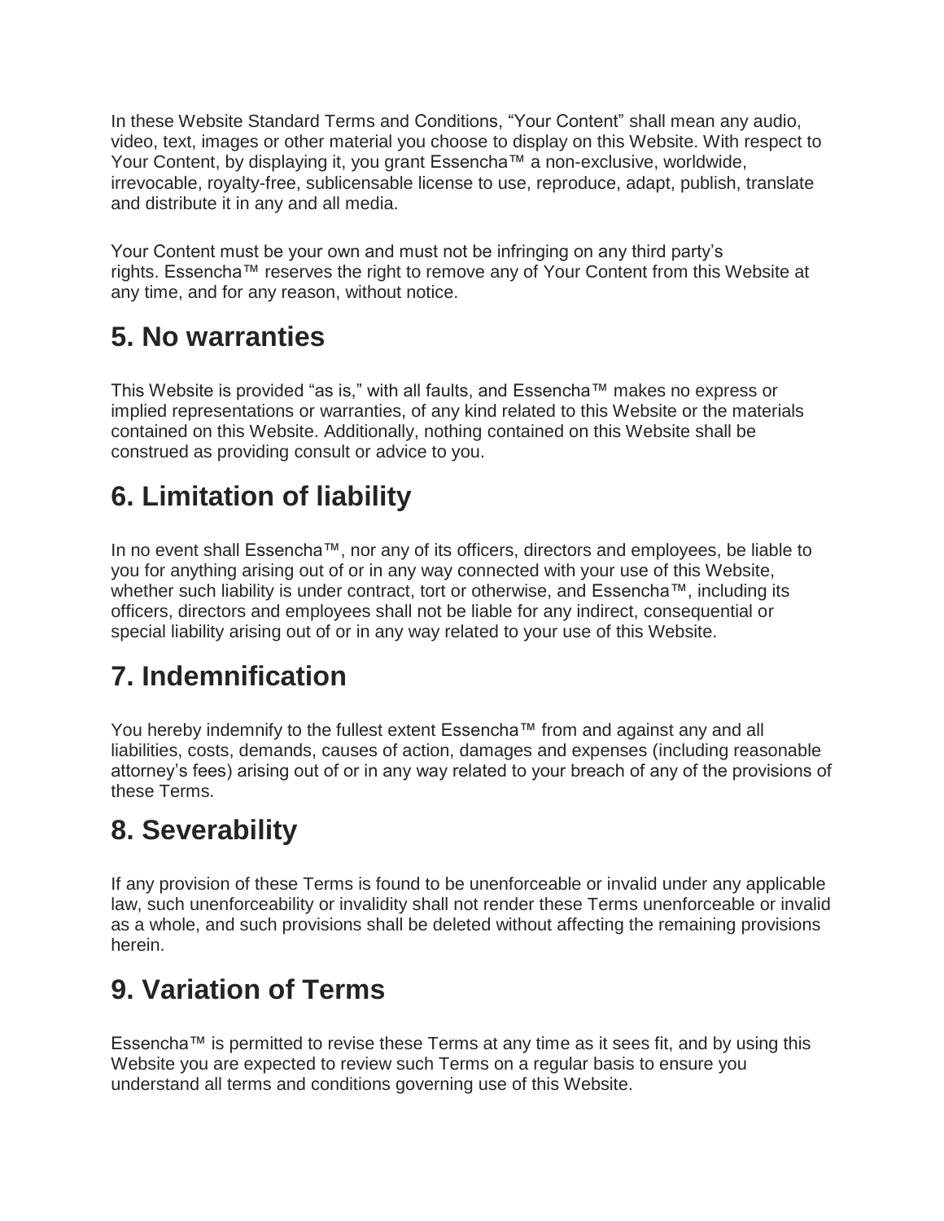In these Website Standard Terms and Conditions, “Your Content” shall mean any audio, video, text, images or other material you choose to display on this Website. With respect to Your Content, by displaying it, you grant Essencha™ a non-exclusive, worldwide, irrevocable, royalty-free, sublicensable license to use, reproduce, adapt, publish, translate and distribute it in any and all media.

Your Content must be your own and must not be infringing on any third party’s rights. Essencha™ reserves the right to remove any of Your Content from this Website at any time, and for any reason, without notice.

## 5. No warranties

This Website is provided “as is,” with all faults, and Essencha™ makes no express or implied representations or warranties, of any kind related to this Website or the materials contained on this Website. Additionally, nothing contained on this Website shall be construed as providing consult or advice to you.

## 6. Limitation of liability

In no event shall Essencha™, nor any of its officers, directors and employees, be liable to you for anything arising out of or in any way connected with your use of this Website, whether such liability is under contract, tort or otherwise, and Essencha™, including its officers, directors and employees shall not be liable for any indirect, consequential or special liability arising out of or in any way related to your use of this Website.

## 7. Indemnification

You hereby indemnify to the fullest extent Essencha™ from and against any and all liabilities, costs, demands, causes of action, damages and expenses (including reasonable attorney’s fees) arising out of or in any way related to your breach of any of the provisions of these Terms.

## 8. Severability

If any provision of these Terms is found to be unenforceable or invalid under any applicable law, such unenforceability or invalidity shall not render these Terms unenforceable or invalid as a whole, and such provisions shall be deleted without affecting the remaining provisions herein.

## 9. Variation of Terms

Essencha™ is permitted to revise these Terms at any time as it sees fit, and by using this Website you are expected to review such Terms on a regular basis to ensure you understand all terms and conditions governing use of this Website.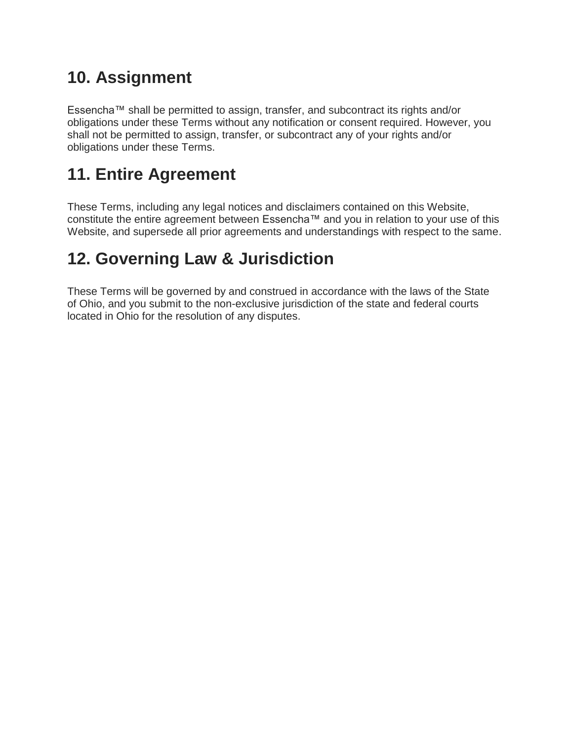## 10. Assignment

Essencha™ shall be permitted to assign, transfer, and subcontract its rights and/or obligations under these Terms without any notification or consent required. However, you shall not be permitted to assign, transfer, or subcontract any of your rights and/or obligations under these Terms.

## 11. Entire Agreement

These Terms, including any legal notices and disclaimers contained on this Website, constitute the entire agreement between Essencha™ and you in relation to your use of this Website, and supersede all prior agreements and understandings with respect to the same.

## 12. Governing Law & Jurisdiction

These Terms will be governed by and construed in accordance with the laws of the State of Ohio, and you submit to the non-exclusive jurisdiction of the state and federal courts located in Ohio for the resolution of any disputes.